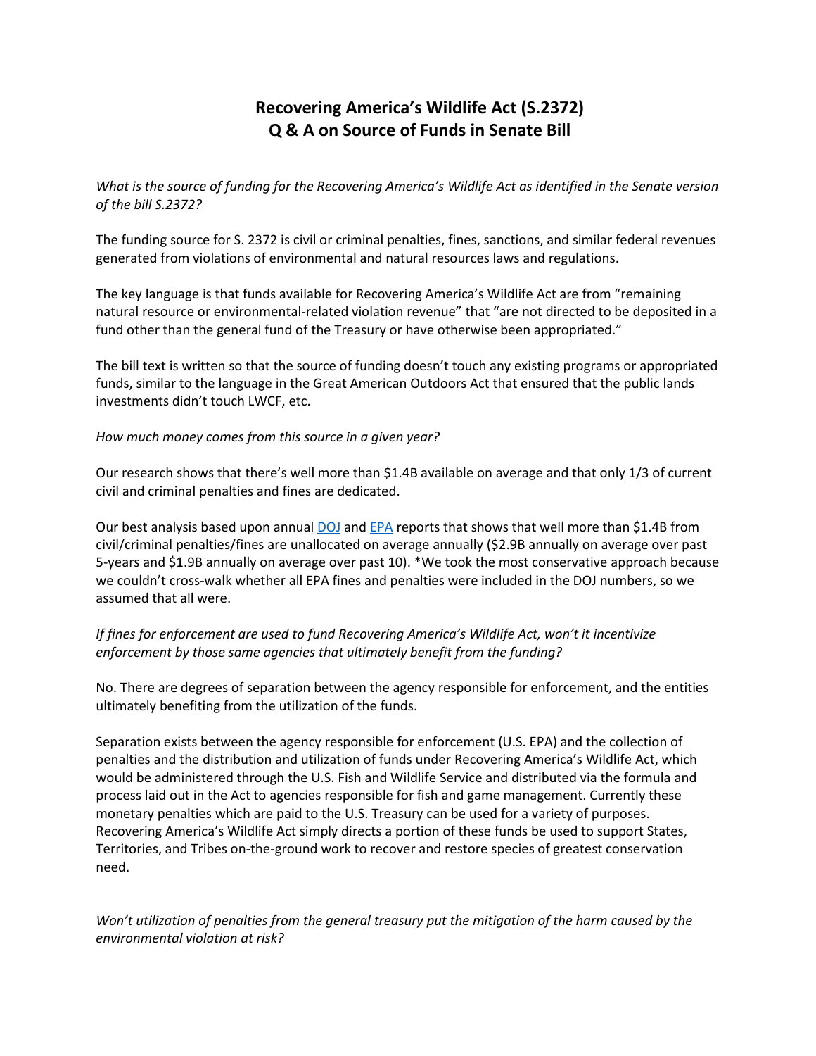# Recovering America's Wildlife Act (S.2372)
# Q & A on Source of Funds in Senate Bill

*What is the source of funding for the Recovering America's Wildlife Act as identified in the Senate version of the bill S.2372?*

The funding source for S. 2372 is civil or criminal penalties, fines, sanctions, and similar federal revenues generated from violations of environmental and natural resources laws and regulations.

The key language is that funds available for Recovering America's Wildlife Act are from "remaining natural resource or environmental-related violation revenue" that "are not directed to be deposited in a fund other than the general fund of the Treasury or have otherwise been appropriated."

The bill text is written so that the source of funding doesn't touch any existing programs or appropriated funds, similar to the language in the Great American Outdoors Act that ensured that the public lands investments didn't touch LWCF, etc.

*How much money comes from this source in a given year?*

Our research shows that there's well more than $1.4B available on average and that only 1/3 of current civil and criminal penalties and fines are dedicated.

Our best analysis based upon annual DOJ and EPA reports that shows that well more than $1.4B from civil/criminal penalties/fines are unallocated on average annually ($2.9B annually on average over past 5-years and $1.9B annually on average over past 10). *We took the most conservative approach because we couldn't cross-walk whether all EPA fines and penalties were included in the DOJ numbers, so we assumed that all were.

*If fines for enforcement are used to fund Recovering America's Wildlife Act, won't it incentivize enforcement by those same agencies that ultimately benefit from the funding?*

No. There are degrees of separation between the agency responsible for enforcement, and the entities ultimately benefiting from the utilization of the funds.

Separation exists between the agency responsible for enforcement (U.S. EPA) and the collection of penalties and the distribution and utilization of funds under Recovering America's Wildlife Act, which would be administered through the U.S. Fish and Wildlife Service and distributed via the formula and process laid out in the Act to agencies responsible for fish and game management. Currently these monetary penalties which are paid to the U.S. Treasury can be used for a variety of purposes. Recovering America's Wildlife Act simply directs a portion of these funds be used to support States, Territories, and Tribes on-the-ground work to recover and restore species of greatest conservation need.

*Won't utilization of penalties from the general treasury put the mitigation of the harm caused by the environmental violation at risk?*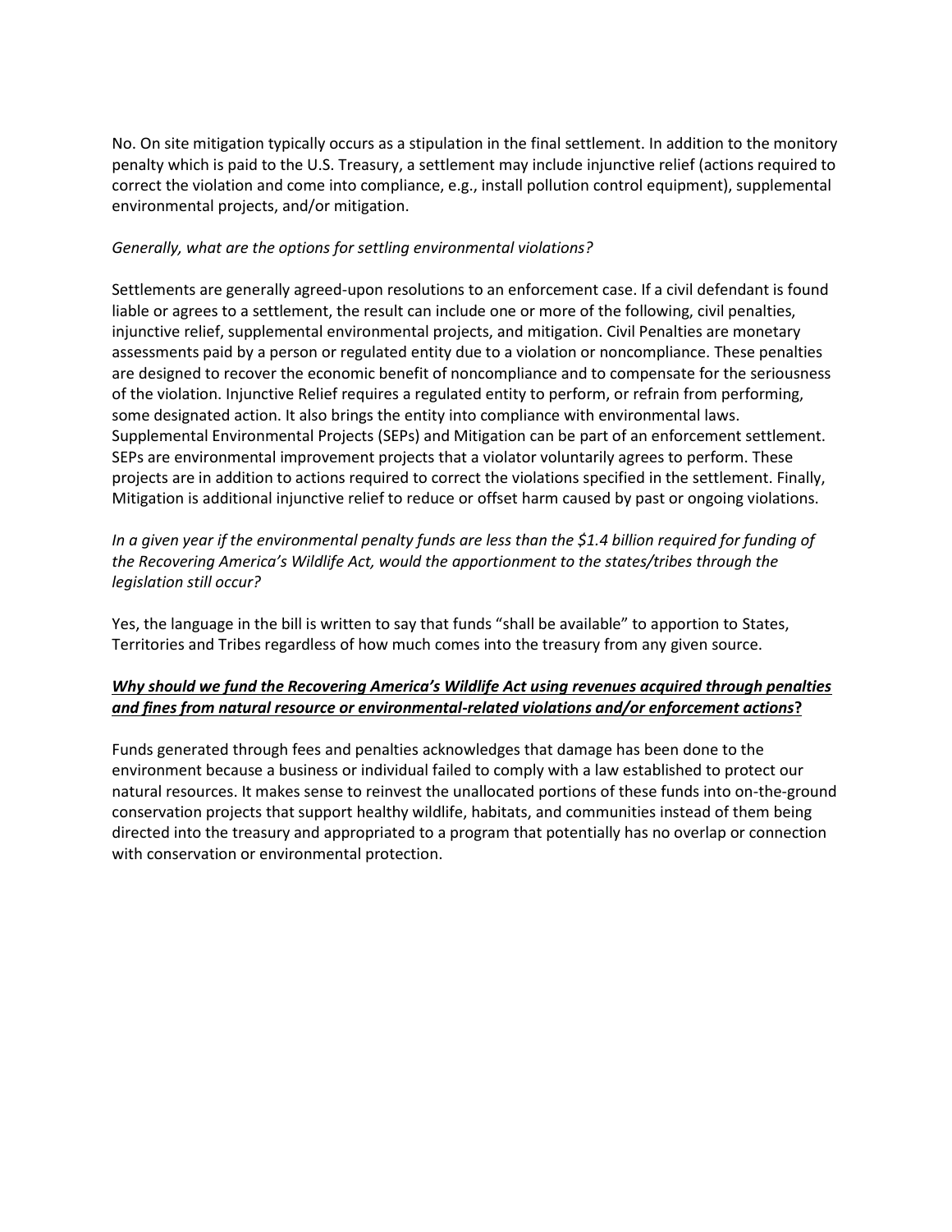No. On site mitigation typically occurs as a stipulation in the final settlement. In addition to the monitory penalty which is paid to the U.S. Treasury, a settlement may include injunctive relief (actions required to correct the violation and come into compliance, e.g., install pollution control equipment), supplemental environmental projects, and/or mitigation.

*Generally, what are the options for settling environmental violations?*

Settlements are generally agreed-upon resolutions to an enforcement case. If a civil defendant is found liable or agrees to a settlement, the result can include one or more of the following, civil penalties, injunctive relief, supplemental environmental projects, and mitigation. Civil Penalties are monetary assessments paid by a person or regulated entity due to a violation or noncompliance. These penalties are designed to recover the economic benefit of noncompliance and to compensate for the seriousness of the violation. Injunctive Relief requires a regulated entity to perform, or refrain from performing, some designated action. It also brings the entity into compliance with environmental laws. Supplemental Environmental Projects (SEPs) and Mitigation can be part of an enforcement settlement. SEPs are environmental improvement projects that a violator voluntarily agrees to perform. These projects are in addition to actions required to correct the violations specified in the settlement. Finally, Mitigation is additional injunctive relief to reduce or offset harm caused by past or ongoing violations.

*In a given year if the environmental penalty funds are less than the $1.4 billion required for funding of the Recovering America's Wildlife Act, would the apportionment to the states/tribes through the legislation still occur?*

Yes, the language in the bill is written to say that funds "shall be available" to apportion to States, Territories and Tribes regardless of how much comes into the treasury from any given source.

***Why should we fund the Recovering America's Wildlife Act using revenues acquired through penalties and fines from natural resource or environmental-related violations and/or enforcement actions?***

Funds generated through fees and penalties acknowledges that damage has been done to the environment because a business or individual failed to comply with a law established to protect our natural resources. It makes sense to reinvest the unallocated portions of these funds into on-the-ground conservation projects that support healthy wildlife, habitats, and communities instead of them being directed into the treasury and appropriated to a program that potentially has no overlap or connection with conservation or environmental protection.